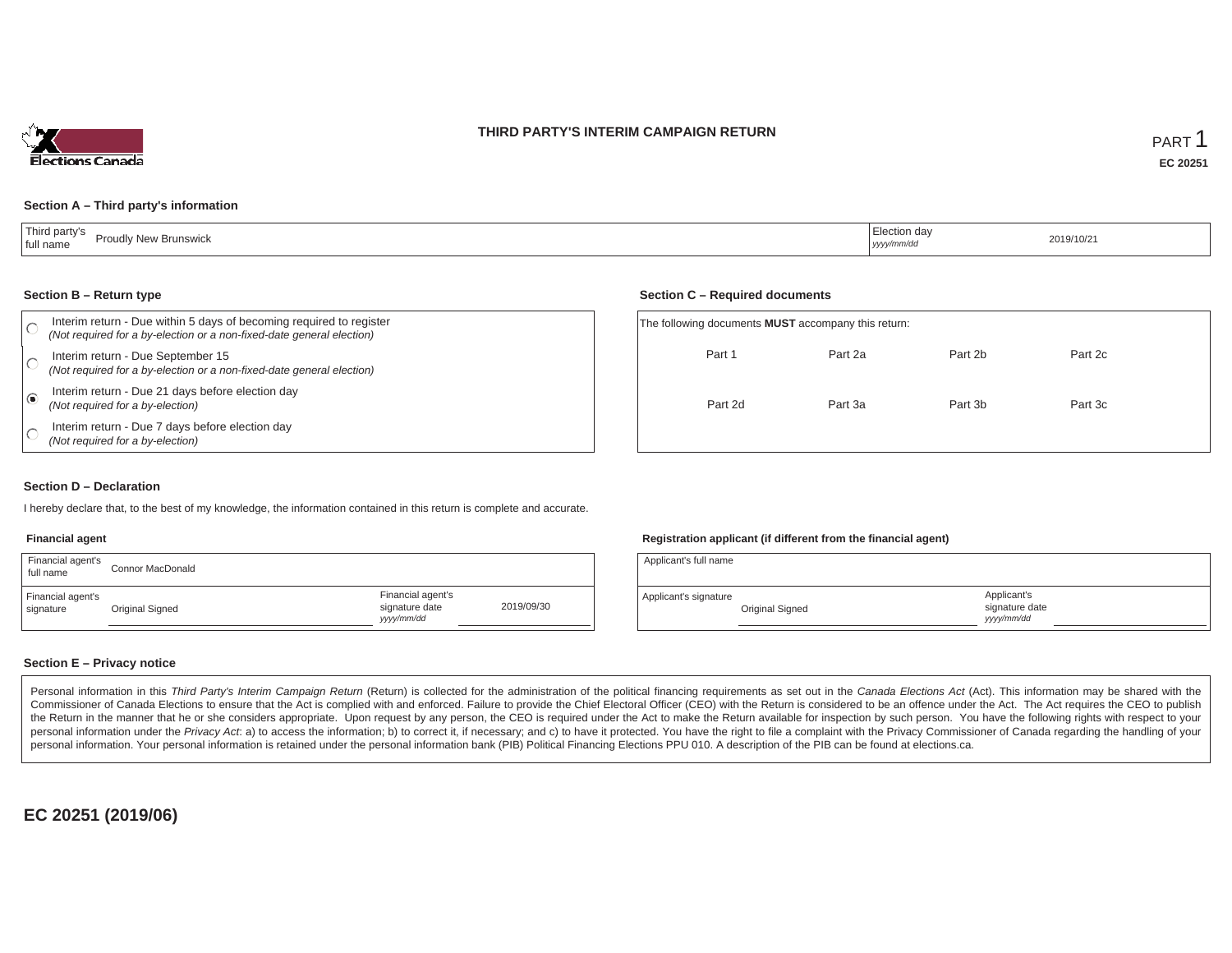# THIRD PARTY'S INTERIM CAMPAIGN RETURN

PART 1

**EC 20251**

### Section A – Third party's information

| Third party's full name | Proudly New Brunswick | Election day *yyyy/mm/dd* | 2019/10/21 |
|---|---|---|---|

### Section B – Return type

- ○ Interim return - Due within 5 days of becoming required to register *(Not required for a by-election or a non-fixed-date general election)*
- ○ Interim return - Due September 15 *(Not required for a by-election or a non-fixed-date general election)*
- ◉ Interim return - Due 21 days before election day *(Not required for a by-election)*
- ○ Interim return - Due 7 days before election day *(Not required for a by-election)*

### Section C – Required documents

The following documents **MUST** accompany this return:

| Part 1 | Part 2a | Part 2b | Part 2c |
|---|---|---|---|
| Part 2d | Part 3a | Part 3b | Part 3c |

### Section D – Declaration

I hereby declare that, to the best of my knowledge, the information contained in this return is complete and accurate.

**Financial agent**

| Financial agent's full name | Connor MacDonald | | |
|---|---|---|---|
| Financial agent's signature | Original Signed | Financial agent's signature date *yyyy/mm/dd* | 2019/09/30 |

**Registration applicant (if different from the financial agent)**

| Applicant's full name | | | |
|---|---|---|---|
| Applicant's signature | Original Signed | Applicant's signature date *yyyy/mm/dd* | |

### Section E – Privacy notice

Personal information in this *Third Party's Interim Campaign Return* (Return) is collected for the administration of the political financing requirements as set out in the *Canada Elections Act* (Act). This information may be shared with the Commissioner of Canada Elections to ensure that the Act is complied with and enforced. Failure to provide the Chief Electoral Officer (CEO) with the Return is considered to be an offence under the Act. The Act requires the CEO to publish the Return in the manner that he or she considers appropriate. Upon request by any person, the CEO is required under the Act to make the Return available for inspection by such person. You have the following rights with respect to your personal information under the *Privacy Act*: a) to access the information; b) to correct it, if necessary; and c) to have it protected. You have the right to file a complaint with the Privacy Commissioner of Canada regarding the handling of your personal information. Your personal information is retained under the personal information bank (PIB) Political Financing Elections PPU 010. A description of the PIB can be found at elections.ca.

**EC 20251 (2019/06)**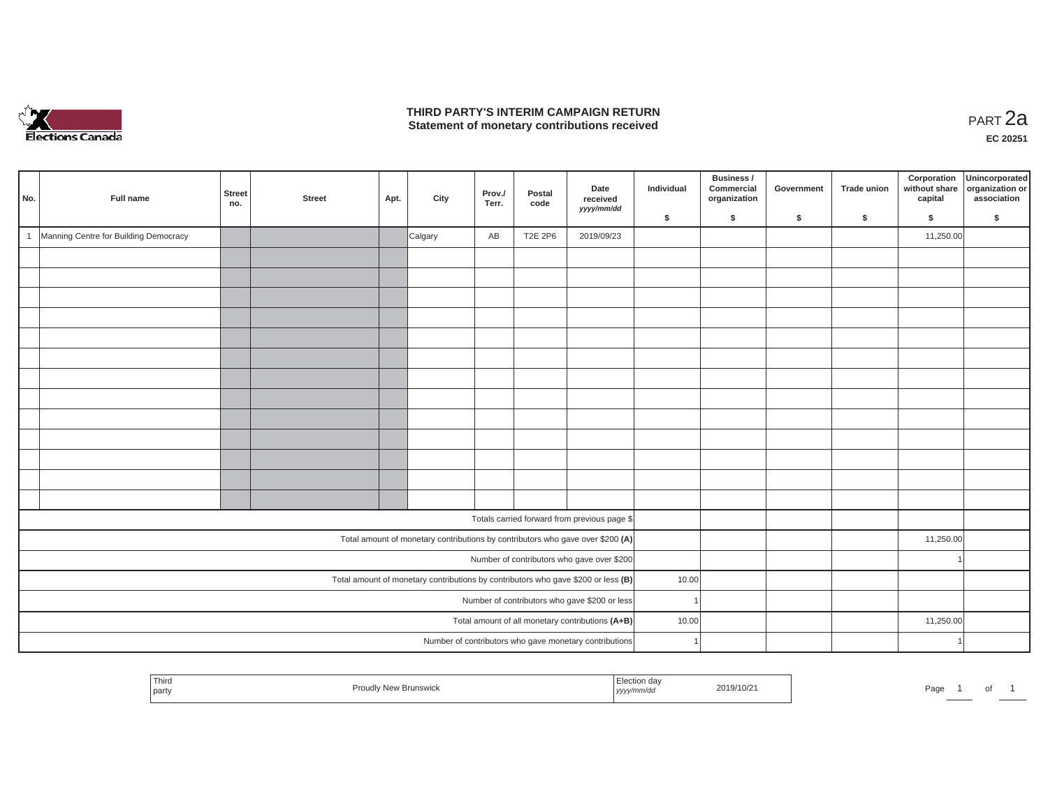# THIRD PARTY'S INTERIM CAMPAIGN RETURN
## Statement of monetary contributions received

PART 2a

EC 20251

| No. | Full name | Street no. | Street | Apt. | City | Prov./ Terr. | Postal code | Date received yyyy/mm/dd | Individual $ | Business / Commercial organization $ | Government $ | Trade union $ | Corporation without share capital $ | Unincorporated organization or association $ |
|---|---|---|---|---|---|---|---|---|---|---|---|---|---|---|
| 1 | Manning Centre for Building Democracy | | | | Calgary | AB | T2E 2P6 | 2019/09/23 | | | | | 11,250.00 | |
| | | | | | | | | | | | | | | |
| | | | | | | | | | | | | | | |
| | | | | | | | | | | | | | | |
| | | | | | | | | | | | | | | |
| | | | | | | | | | | | | | | |
| | | | | | | | | | | | | | | |
| | | | | | | | | | | | | | | |
| | | | | | | | | | | | | | | |
| | | | | | | | | | | | | | | |
| | | | | | | | | | | | | | | |
| | | | | | | | | | | | | | | |
| | | | | | | | | | | | | | | |
| | | | | | | | | | | | | | | |
| Totals carried forward from previous page $ | | | | | | | | | | | | | | |
| Total amount of monetary contributions by contributors who gave over $200 **(A)** | | | | | | | | | | | | | 11,250.00 | |
| Number of contributors who gave over $200 | | | | | | | | | | | | | 1 | |
| Total amount of monetary contributions by contributors who gave $200 or less **(B)** | | | | | | | | | 10.00 | | | | | |
| Number of contributors who gave $200 or less | | | | | | | | | 1 | | | | | |
| Total amount of all monetary contributions **(A+B)** | | | | | | | | | 10.00 | | | | 11,250.00 | |
| Number of contributors who gave monetary contributions | | | | | | | | | 1 | | | | 1 | |

| Third party | Proudly New Brunswick | Election day yyyy/mm/dd | 2019/10/21 |
|---|---|---|---|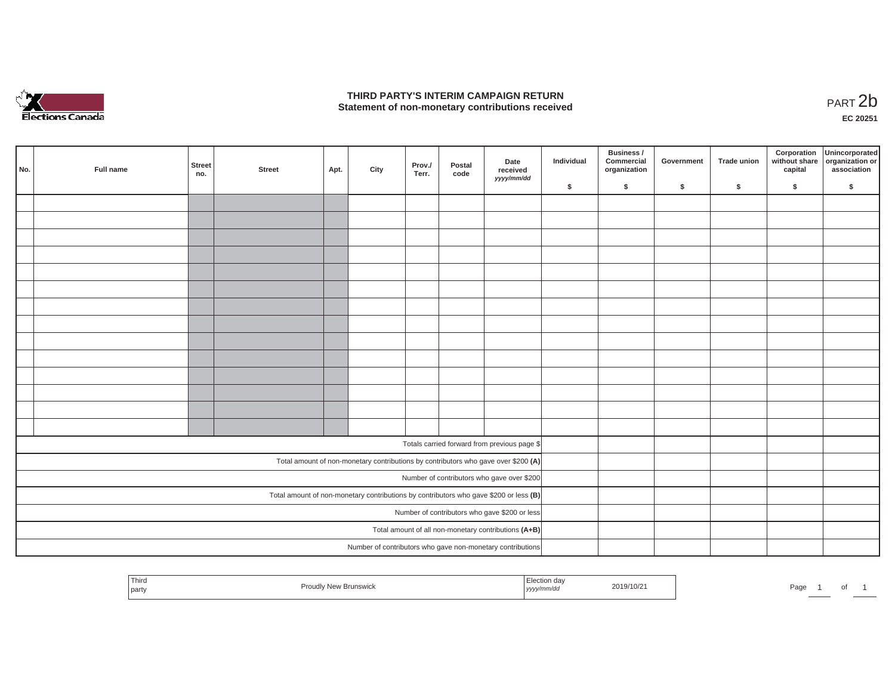# THIRD PARTY'S INTERIM CAMPAIGN RETURN
## Statement of non-monetary contributions received

PART 2b

EC 20251

| No. | Full name | Street no. | Street | Apt. | City | Prov./ Terr. | Postal code | Date received *yyyy/mm/dd* | Individual $ | Business / Commercial organization $ | Government $ | Trade union $ | Corporation without share capital $ | Unincorporated organization or association $ |
|---|---|---|---|---|---|---|---|---|---|---|---|---|---|---|
| | | | | | | | | | | | | | | |
| | | | | | | | | | | | | | | |
| | | | | | | | | | | | | | | |
| | | | | | | | | | | | | | | |
| | | | | | | | | | | | | | | |
| | | | | | | | | | | | | | | |
| | | | | | | | | | | | | | | |
| | | | | | | | | | | | | | | |
| | | | | | | | | | | | | | | |
| | | | | | | | | | | | | | | |
| | | | | | | | | | | | | | | |
| | | | | | | | | | | | | | | |
| | | | | | | | | | | | | | | |
| | | | | | | | | | | | | | | |
| Totals carried forward from previous page $ | | | | | | | | | | | | | | |
| Total amount of non-monetary contributions by contributors who gave over $200 **(A)** | | | | | | | | | | | | | | |
| Number of contributors who gave over $200 | | | | | | | | | | | | | | |
| Total amount of non-monetary contributions by contributors who gave $200 or less **(B)** | | | | | | | | | | | | | | |
| Number of contributors who gave $200 or less | | | | | | | | | | | | | | |
| Total amount of all non-monetary contributions **(A+B)** | | | | | | | | | | | | | | |
| Number of contributors who gave non-monetary contributions | | | | | | | | | | | | | | |

| Third party | Proudly New Brunswick | Election day *yyyy/mm/dd* | 2019/10/21 |
|---|---|---|---|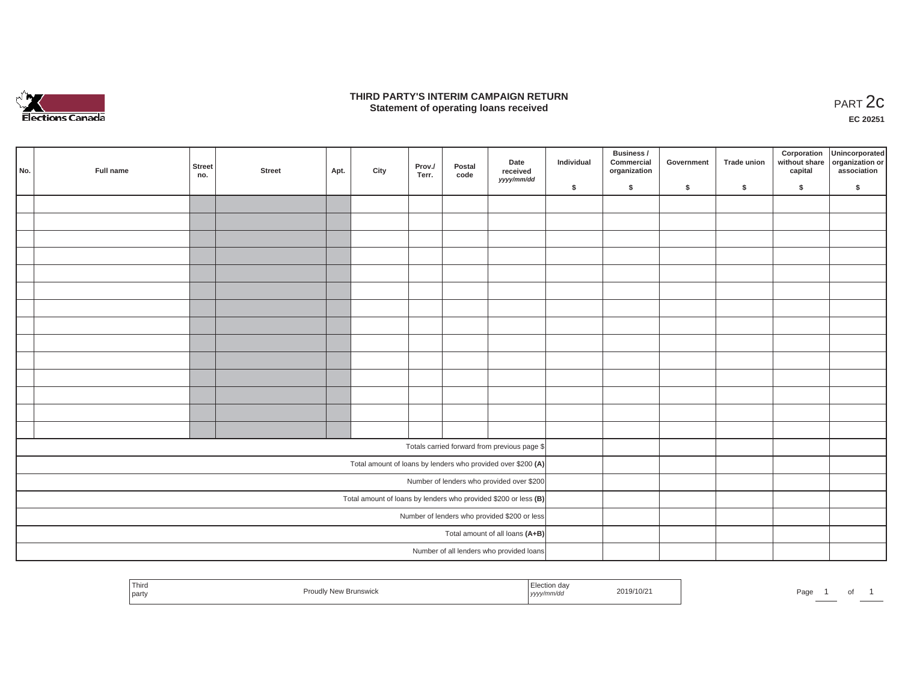# THIRD PARTY'S INTERIM CAMPAIGN RETURN
## Statement of operating loans received

PART 2c

**EC 20251**

| No. | Full name | Street no. | Street | Apt. | City | Prov./ Terr. | Postal code | Date received *yyyy/mm/dd* | Individual $ | Business / Commercial organization $ | Government $ | Trade union $ | Corporation without share capital $ | Unincorporated organization or association $ |
|---|---|---|---|---|---|---|---|---|---|---|---|---|---|---|
| | | | | | | | | | | | | | | |
| | | | | | | | | | | | | | | |
| | | | | | | | | | | | | | | |
| | | | | | | | | | | | | | | |
| | | | | | | | | | | | | | | |
| | | | | | | | | | | | | | | |
| | | | | | | | | | | | | | | |
| | | | | | | | | | | | | | | |
| | | | | | | | | | | | | | | |
| | | | | | | | | | | | | | | |
| | | | | | | | | | | | | | | |
| | | | | | | | | | | | | | | |
| | | | | | | | | | | | | | | |
| | | | | | | | | | | | | | | |
| Totals carried forward from previous page $ | | | | | | | | | | | | | | |
| Total amount of loans by lenders who provided over $200 **(A)** | | | | | | | | | | | | | | |
| Number of lenders who provided over $200 | | | | | | | | | | | | | | |
| Total amount of loans by lenders who provided $200 or less **(B)** | | | | | | | | | | | | | | |
| Number of lenders who provided $200 or less | | | | | | | | | | | | | | |
| Total amount of all loans **(A+B)** | | | | | | | | | | | | | | |
| Number of all lenders who provided loans | | | | | | | | | | | | | | |

| Third party | Proudly New Brunswick | Election day *yyyy/mm/dd* | 2019/10/21 |
|---|---|---|---|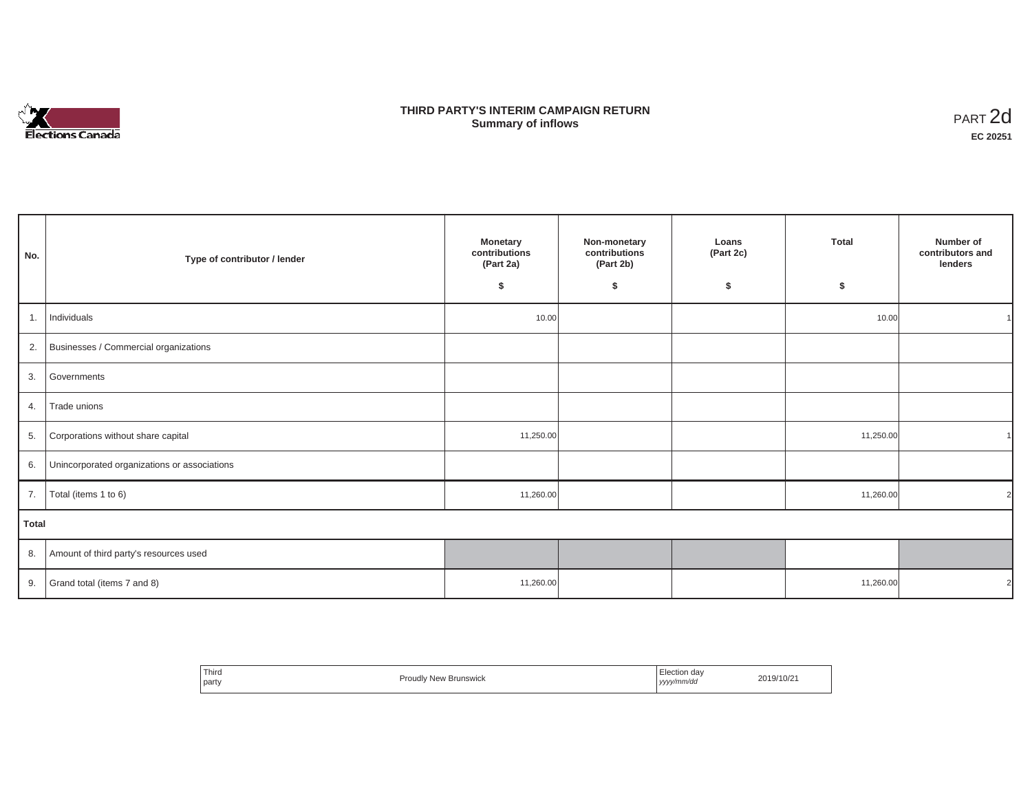# THIRD PARTY'S INTERIM CAMPAIGN RETURN

## Summary of inflows

PART 2d

**EC 20251**

| No. | Type of contributor / lender | Monetary contributions (Part 2a) $ | Non-monetary contributions (Part 2b) $ | Loans (Part 2c) $ | Total $ | Number of contributors and lenders |
|---|---|---|---|---|---|---|
| 1. | Individuals | 10.00 | | | 10.00 | 1 |
| 2. | Businesses / Commercial organizations | | | | | |
| 3. | Governments | | | | | |
| 4. | Trade unions | | | | | |
| 5. | Corporations without share capital | 11,250.00 | | | 11,250.00 | 1 |
| 6. | Unincorporated organizations or associations | | | | | |
| 7. | Total (items 1 to 6) | 11,260.00 | | | 11,260.00 | 2 |
| **Total** | | | | | | |
| 8. | Amount of third party's resources used | | | | | |
| 9. | Grand total (items 7 and 8) | 11,260.00 | | | 11,260.00 | 2 |

| Third party | Proudly New Brunswick | Election day *yyyy/mm/dd* | 2019/10/21 |
|---|---|---|---|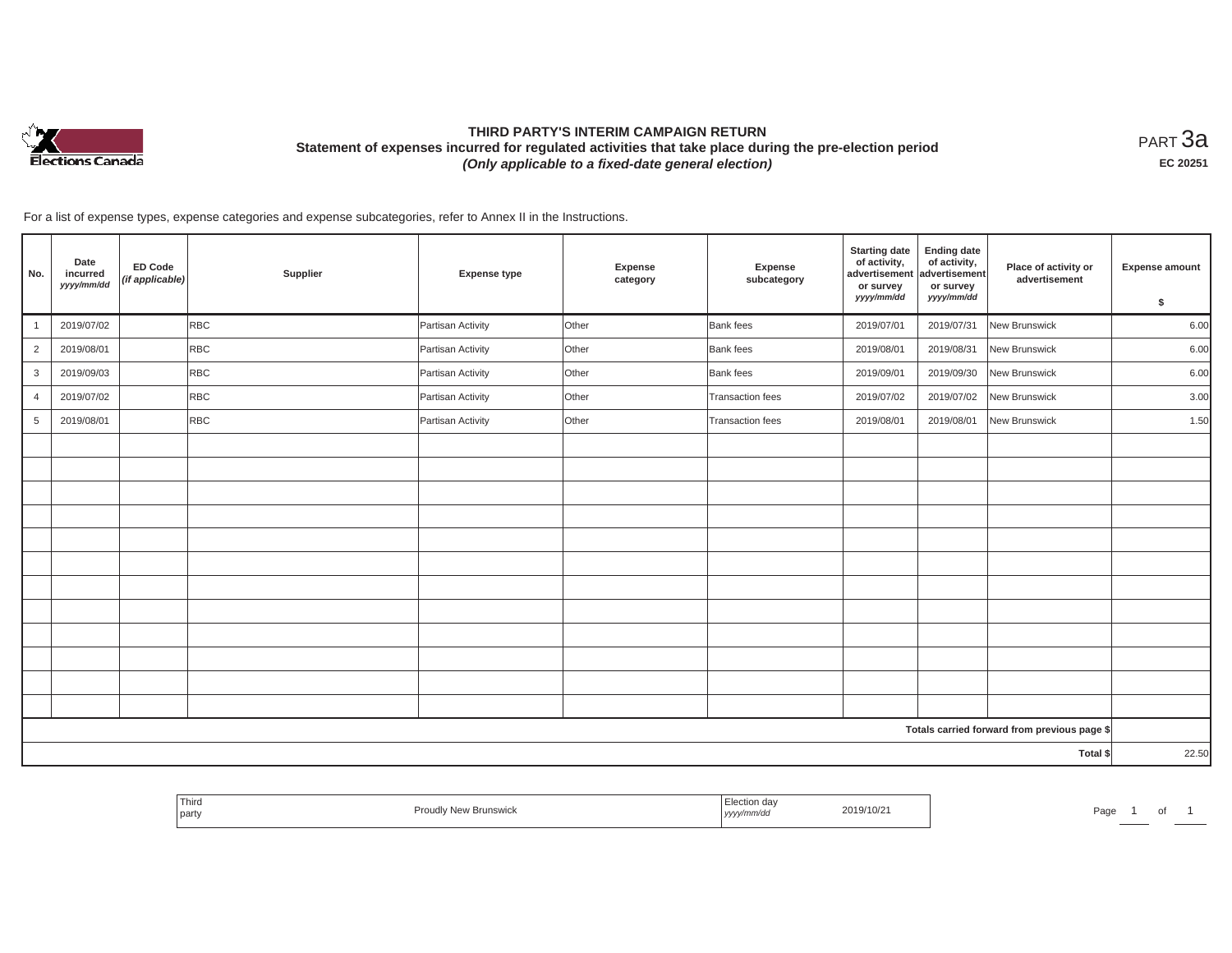# THIRD PARTY'S INTERIM CAMPAIGN RETURN

## Statement of expenses incurred for regulated activities that take place during the pre-election period

***(Only applicable to a fixed-date general election)***

PART 3a

**EC 20251**

For a list of expense types, expense categories and expense subcategories, refer to Annex II in the Instructions.

| No. | Date incurred *yyyy/mm/dd* | ED Code *(if applicable)* | Supplier | Expense type | Expense category | Expense subcategory | Starting date of activity, advertisement or survey *yyyy/mm/dd* | Ending date of activity, advertisement or survey *yyyy/mm/dd* | Place of activity or advertisement | Expense amount $ |
|---|---|---|---|---|---|---|---|---|---|---|
| 1 | 2019/07/02 | | RBC | Partisan Activity | Other | Bank fees | 2019/07/01 | 2019/07/31 | New Brunswick | 6.00 |
| 2 | 2019/08/01 | | RBC | Partisan Activity | Other | Bank fees | 2019/08/01 | 2019/08/31 | New Brunswick | 6.00 |
| 3 | 2019/09/03 | | RBC | Partisan Activity | Other | Bank fees | 2019/09/01 | 2019/09/30 | New Brunswick | 6.00 |
| 4 | 2019/07/02 | | RBC | Partisan Activity | Other | Transaction fees | 2019/07/02 | 2019/07/02 | New Brunswick | 3.00 |
| 5 | 2019/08/01 | | RBC | Partisan Activity | Other | Transaction fees | 2019/08/01 | 2019/08/01 | New Brunswick | 1.50 |
| | | | | | | | | | | |
| | | | | | | | | | | |
| | | | | | | | | | | |
| | | | | | | | | | | |
| | | | | | | | | | | |
| | | | | | | | | | | |
| | | | | | | | | | | |
| | | | | | | | | | | |
| | | | | | | | | | | |
| | | | | | | | | | | |
| | | | | | | | | | | |
| | | | | | | | | | | |
| | | | | | | | | | Totals carried forward from previous page $ | |
| | | | | | | | | | Total $ | 22.50 |

| Third party | Proudly New Brunswick | Election day *yyyy/mm/dd* | 2019/10/21 |
|---|---|---|---|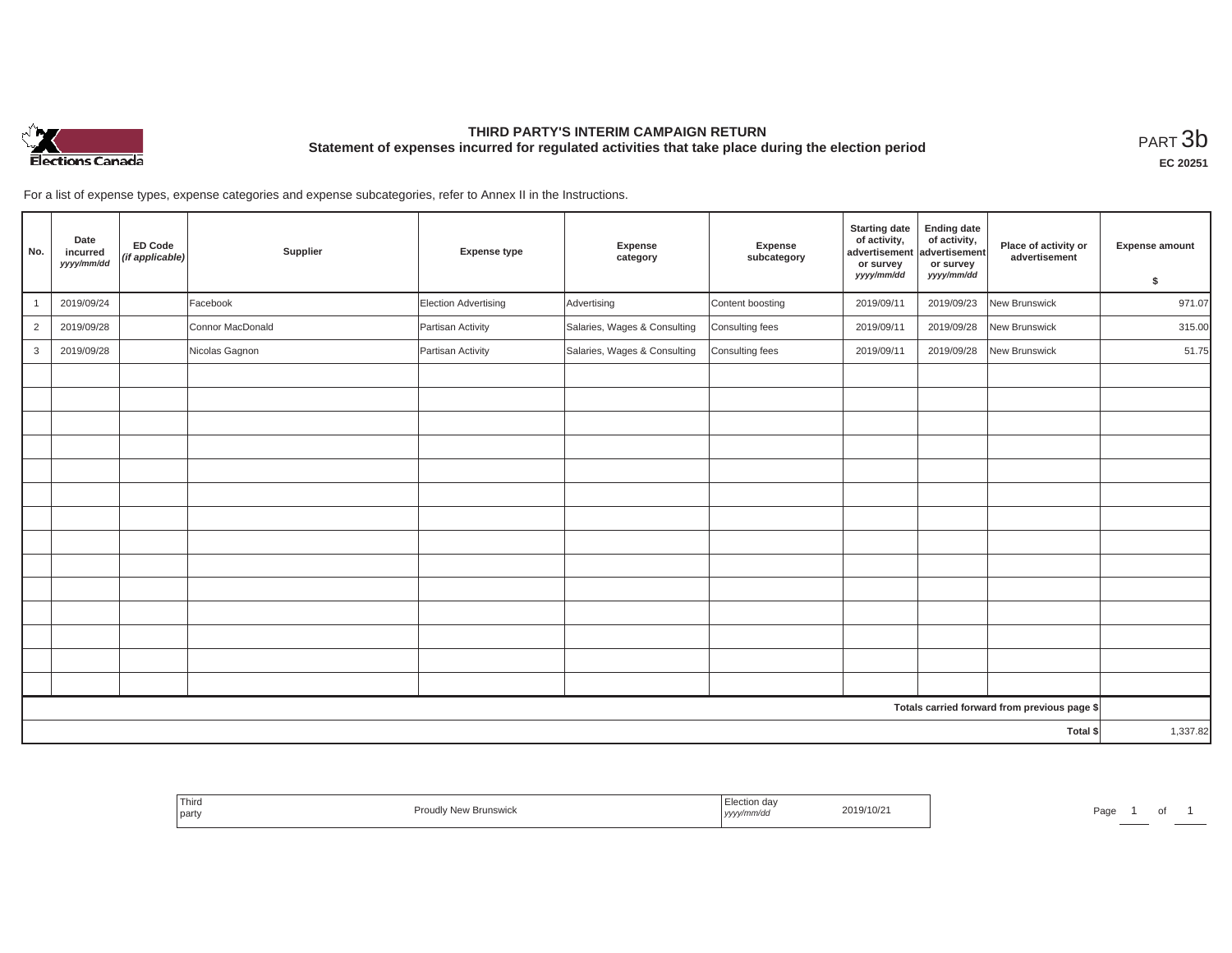Elections Canada

# THIRD PARTY'S INTERIM CAMPAIGN RETURN

## Statement of expenses incurred for regulated activities that take place during the election period

PART 3b

EC 20251

For a list of expense types, expense categories and expense subcategories, refer to Annex II in the Instructions.

| No. | Date incurred *yyyy/mm/dd* | ED Code *(if applicable)* | Supplier | Expense type | Expense category | Expense subcategory | Starting date of activity, advertisement or survey *yyyy/mm/dd* | Ending date of activity, advertisement or survey *yyyy/mm/dd* | Place of activity or advertisement | Expense amount $ |
|---|---|---|---|---|---|---|---|---|---|---|
| 1 | 2019/09/24 | | Facebook | Election Advertising | Advertising | Content boosting | 2019/09/11 | 2019/09/23 | New Brunswick | 971.07 |
| 2 | 2019/09/28 | | Connor MacDonald | Partisan Activity | Salaries, Wages & Consulting | Consulting fees | 2019/09/11 | 2019/09/28 | New Brunswick | 315.00 |
| 3 | 2019/09/28 | | Nicolas Gagnon | Partisan Activity | Salaries, Wages & Consulting | Consulting fees | 2019/09/11 | 2019/09/28 | New Brunswick | 51.75 |
| | | | | | | | | | | |
| | | | | | | | | | | |
| | | | | | | | | | | |
| | | | | | | | | | | |
| | | | | | | | | | | |
| | | | | | | | | | | |
| | | | | | | | | | | |
| | | | | | | | | | | |
| | | | | | | | | | | |
| | | | | | | | | | | |
| | | | | | | | | | | |
| | | | | | | | | | | |
| | | | | | | | | | | |
| | | | | | | | | | | |
| | | | | | | | | | Totals carried forward from previous page $ | |
| | | | | | | | | | Total $ | 1,337.82 |

| Third party | Proudly New Brunswick | Election day *yyyy/mm/dd* | 2019/10/21 |
|---|---|---|---|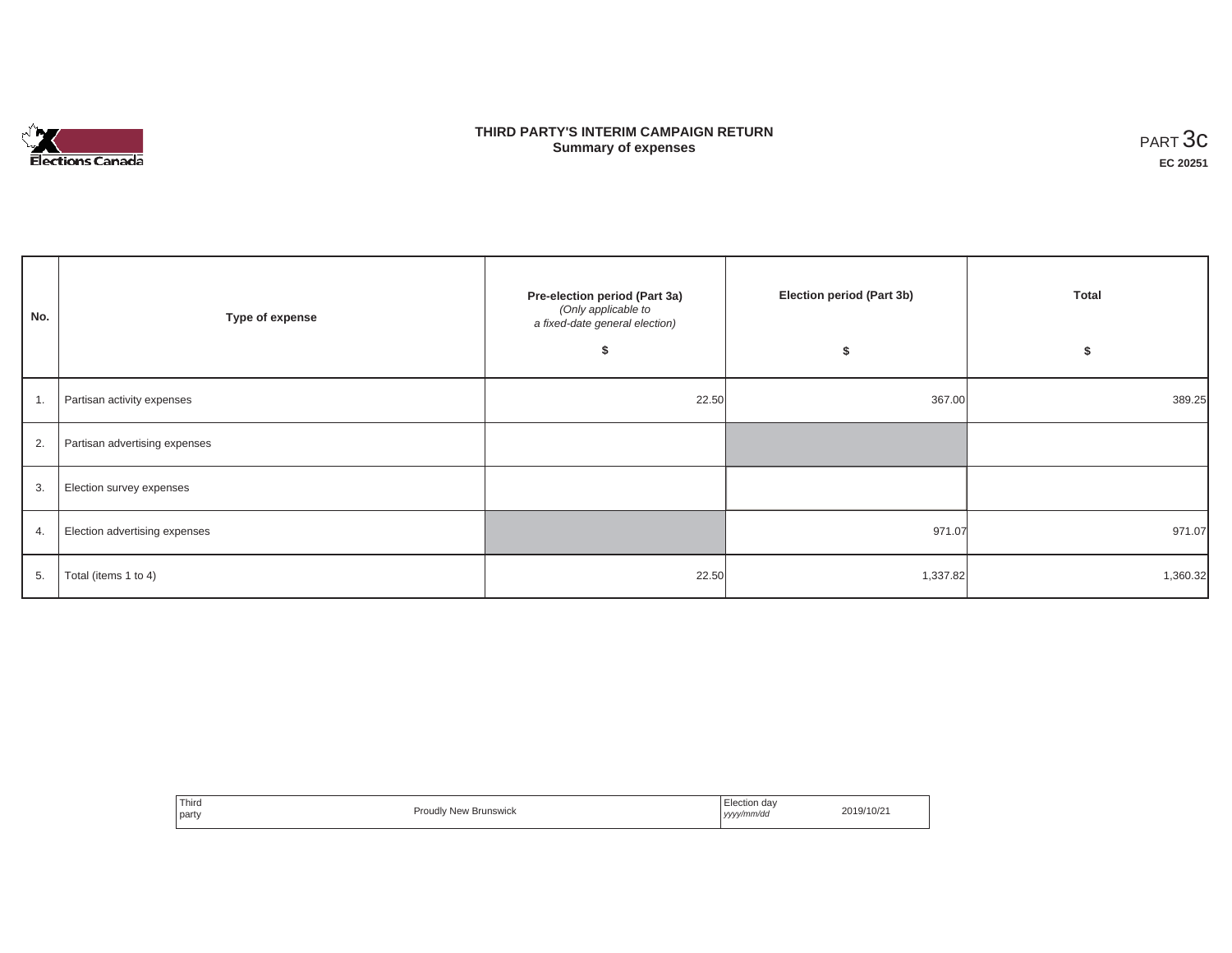# THIRD PARTY'S INTERIM CAMPAIGN RETURN
## Summary of expenses

PART 3c

**EC 20251**

| No. | Type of expense | Pre-election period (Part 3a) *(Only applicable to a fixed-date general election)* $ | Election period (Part 3b) $ | Total $ |
|---|---|---|---|---|
| 1. | Partisan activity expenses | 22.50 | 367.00 | 389.25 |
| 2. | Partisan advertising expenses | | | |
| 3. | Election survey expenses | | | |
| 4. | Election advertising expenses | | 971.07 | 971.07 |
| 5. | Total (items 1 to 4) | 22.50 | 1,337.82 | 1,360.32 |

| Third party | Proudly New Brunswick | Election day *yyyy/mm/dd* | 2019/10/21 |
|---|---|---|---|